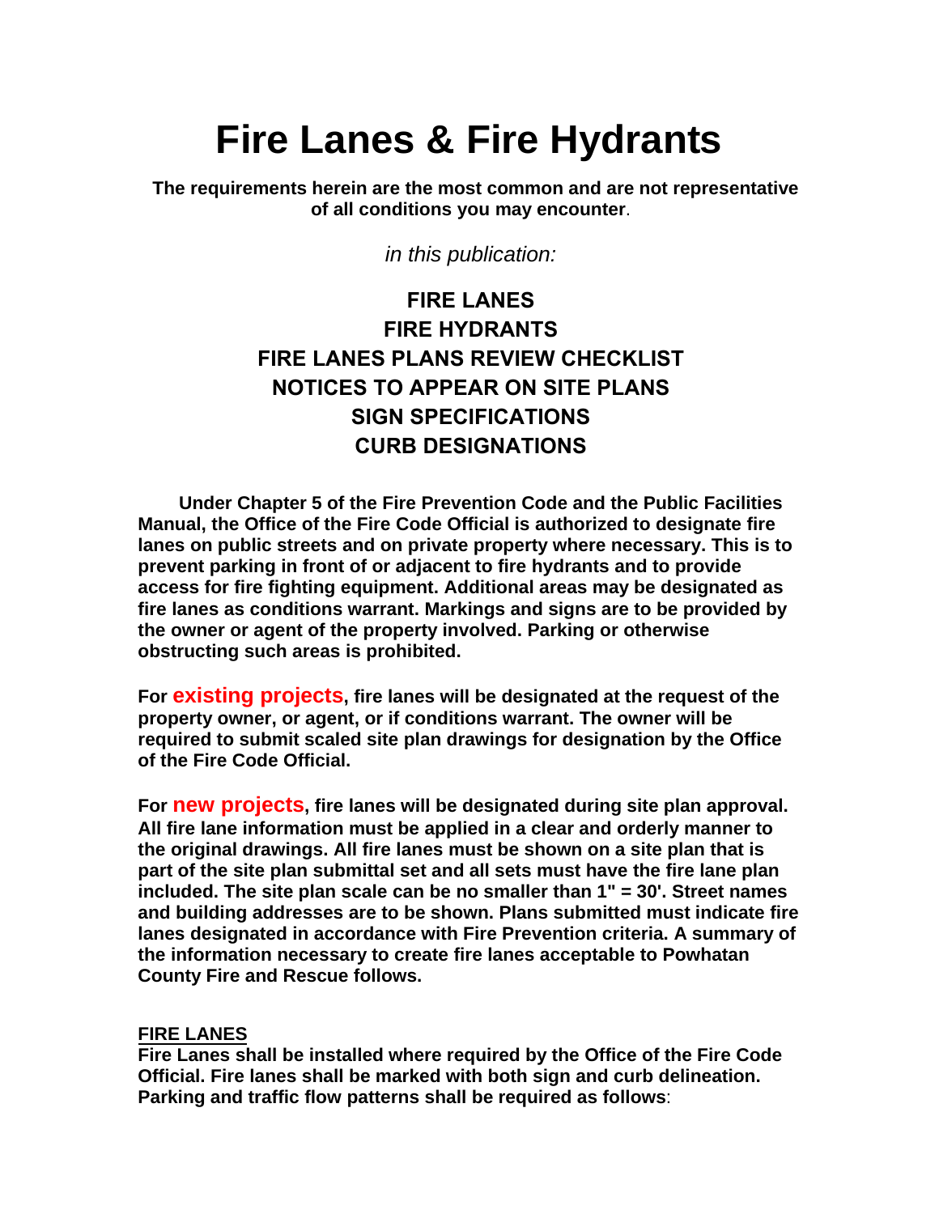# Fire Lanes & Fire Hydrants

**The requirements herein are the most common and are not representative of all conditions you may encounter**.

*in this publication:*

**FIRE LANES**
**FIRE HYDRANTS**
**FIRE LANES PLANS REVIEW CHECKLIST**
**NOTICES TO APPEAR ON SITE PLANS**
**SIGN SPECIFICATIONS**
**CURB DESIGNATIONS**

**Under Chapter 5 of the Fire Prevention Code and the Public Facilities Manual, the Office of the Fire Code Official is authorized to designate fire lanes on public streets and on private property where necessary. This is to prevent parking in front of or adjacent to fire hydrants and to provide access for fire fighting equipment. Additional areas may be designated as fire lanes as conditions warrant. Markings and signs are to be provided by the owner or agent of the property involved. Parking or otherwise obstructing such areas is prohibited.**

**For existing projects, fire lanes will be designated at the request of the property owner, or agent, or if conditions warrant. The owner will be required to submit scaled site plan drawings for designation by the Office of the Fire Code Official.**

**For new projects, fire lanes will be designated during site plan approval. All fire lane information must be applied in a clear and orderly manner to the original drawings. All fire lanes must be shown on a site plan that is part of the site plan submittal set and all sets must have the fire lane plan included. The site plan scale can be no smaller than 1" = 30'. Street names and building addresses are to be shown. Plans submitted must indicate fire lanes designated in accordance with Fire Prevention criteria. A summary of the information necessary to create fire lanes acceptable to Powhatan County Fire and Rescue follows.**

## FIRE LANES

**Fire Lanes shall be installed where required by the Office of the Fire Code Official. Fire lanes shall be marked with both sign and curb delineation. Parking and traffic flow patterns shall be required as follows**: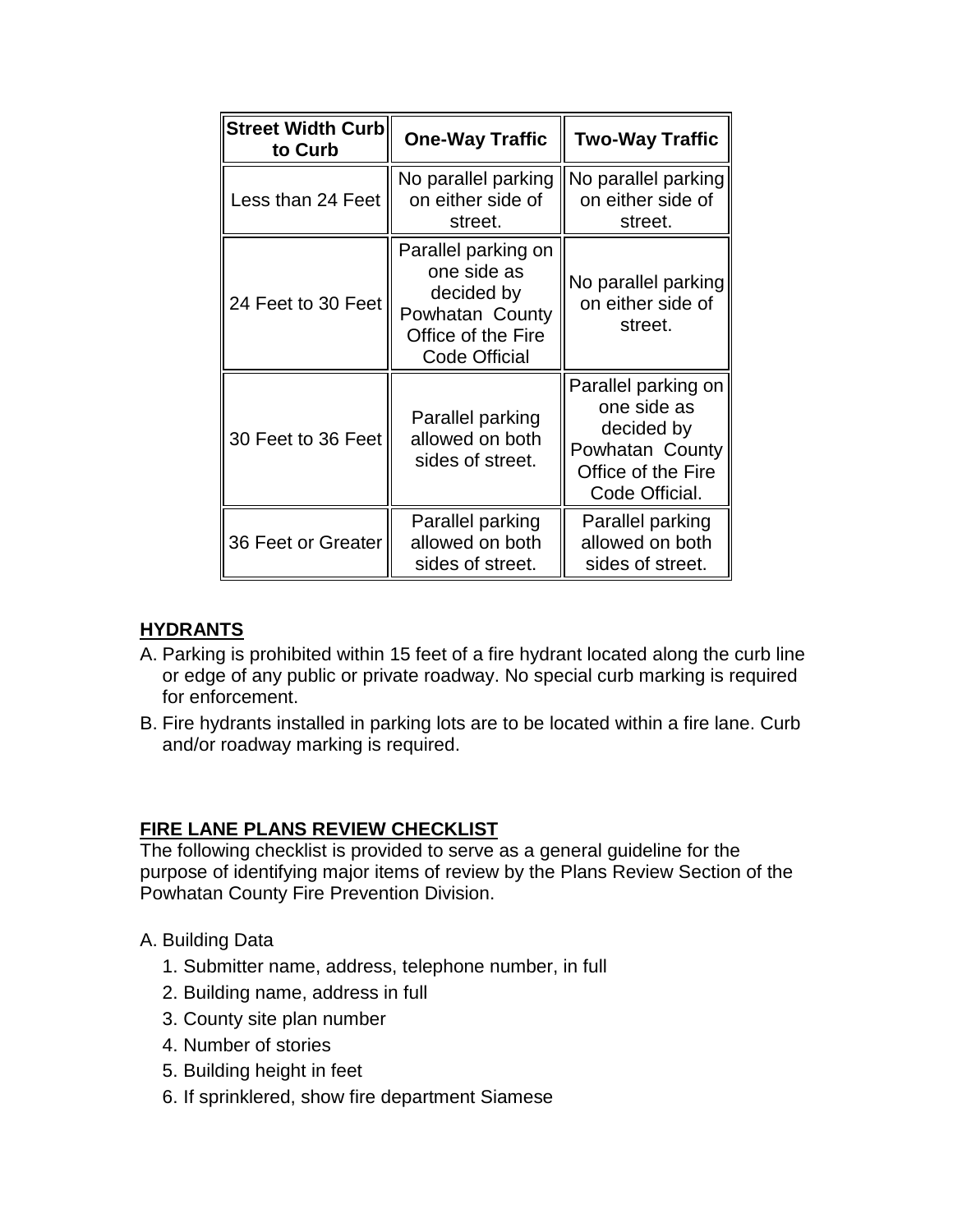| Street Width Curb to Curb | One-Way Traffic | Two-Way Traffic |
|---|---|---|
| Less than 24 Feet | No parallel parking on either side of street. | No parallel parking on either side of street. |
| 24 Feet to 30 Feet | Parallel parking on one side as decided by Powhatan County Office of the Fire Code Official | No parallel parking on either side of street. |
| 30 Feet to 36 Feet | Parallel parking allowed on both sides of street. | Parallel parking on one side as decided by Powhatan County Office of the Fire Code Official. |
| 36 Feet or Greater | Parallel parking allowed on both sides of street. | Parallel parking allowed on both sides of street. |

## HYDRANTS

A. Parking is prohibited within 15 feet of a fire hydrant located along the curb line or edge of any public or private roadway. No special curb marking is required for enforcement.

B. Fire hydrants installed in parking lots are to be located within a fire lane. Curb and/or roadway marking is required.

## FIRE LANE PLANS REVIEW CHECKLIST

The following checklist is provided to serve as a general guideline for the purpose of identifying major items of review by the Plans Review Section of the Powhatan County Fire Prevention Division.

A. Building Data

1. Submitter name, address, telephone number, in full
2. Building name, address in full
3. County site plan number
4. Number of stories
5. Building height in feet
6. If sprinklered, show fire department Siamese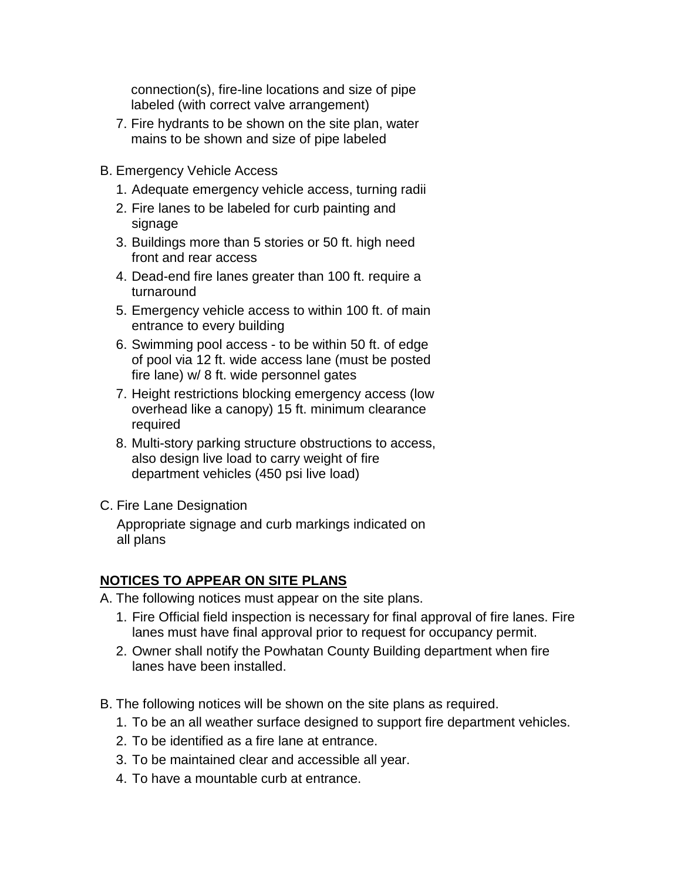connection(s), fire-line locations and size of pipe labeled (with correct valve arrangement)

7. Fire hydrants to be shown on the site plan, water mains to be shown and size of pipe labeled

B. Emergency Vehicle Access

1. Adequate emergency vehicle access, turning radii
2. Fire lanes to be labeled for curb painting and signage
3. Buildings more than 5 stories or 50 ft. high need front and rear access
4. Dead-end fire lanes greater than 100 ft. require a turnaround
5. Emergency vehicle access to within 100 ft. of main entrance to every building
6. Swimming pool access - to be within 50 ft. of edge of pool via 12 ft. wide access lane (must be posted fire lane) w/ 8 ft. wide personnel gates
7. Height restrictions blocking emergency access (low overhead like a canopy) 15 ft. minimum clearance required
8. Multi-story parking structure obstructions to access, also design live load to carry weight of fire department vehicles (450 psi live load)

C. Fire Lane Designation

Appropriate signage and curb markings indicated on all plans

**NOTICES TO APPEAR ON SITE PLANS**

A. The following notices must appear on the site plans.

1. Fire Official field inspection is necessary for final approval of fire lanes. Fire lanes must have final approval prior to request for occupancy permit.
2. Owner shall notify the Powhatan County Building department when fire lanes have been installed.

B. The following notices will be shown on the site plans as required.

1. To be an all weather surface designed to support fire department vehicles.
2. To be identified as a fire lane at entrance.
3. To be maintained clear and accessible all year.
4. To have a mountable curb at entrance.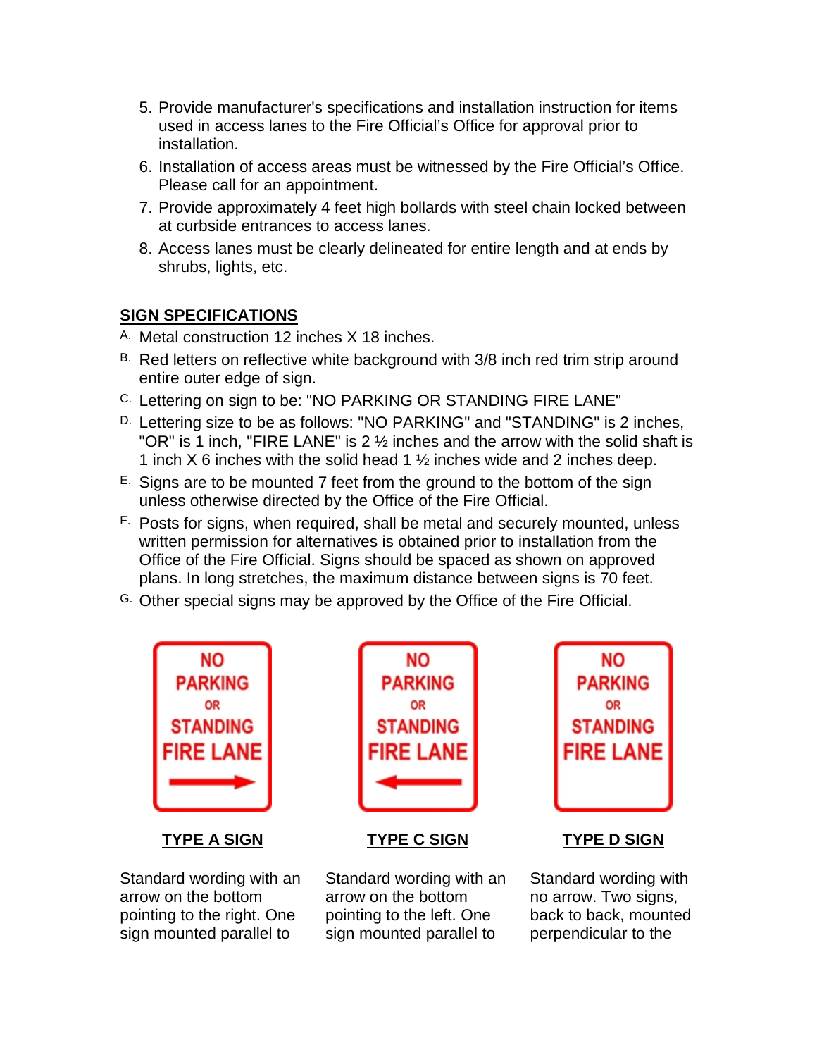5. Provide manufacturer's specifications and installation instruction for items used in access lanes to the Fire Official's Office for approval prior to installation.
6. Installation of access areas must be witnessed by the Fire Official's Office. Please call for an appointment.
7. Provide approximately 4 feet high bollards with steel chain locked between at curbside entrances to access lanes.
8. Access lanes must be clearly delineated for entire length and at ends by shrubs, lights, etc.

**SIGN SPECIFICATIONS**

A. Metal construction 12 inches X 18 inches.

B. Red letters on reflective white background with 3/8 inch red trim strip around entire outer edge of sign.

C. Lettering on sign to be: "NO PARKING OR STANDING FIRE LANE"

D. Lettering size to be as follows: "NO PARKING" and "STANDING" is 2 inches, "OR" is 1 inch, "FIRE LANE" is 2 ½ inches and the arrow with the solid shaft is 1 inch X 6 inches with the solid head 1 ½ inches wide and 2 inches deep.

E. Signs are to be mounted 7 feet from the ground to the bottom of the sign unless otherwise directed by the Office of the Fire Official.

F. Posts for signs, when required, shall be metal and securely mounted, unless written permission for alternatives is obtained prior to installation from the Office of the Fire Official. Signs should be spaced as shown on approved plans. In long stretches, the maximum distance between signs is 70 feet.

G. Other special signs may be approved by the Office of the Fire Official.

NO PARKING OR STANDING FIRE LANE →

**TYPE A SIGN**

Standard wording with an arrow on the bottom pointing to the right. One sign mounted parallel to

NO PARKING OR STANDING FIRE LANE ←

**TYPE C SIGN**

Standard wording with an arrow on the bottom pointing to the left. One sign mounted parallel to

NO PARKING OR STANDING FIRE LANE

**TYPE D SIGN**

Standard wording with no arrow. Two signs, back to back, mounted perpendicular to the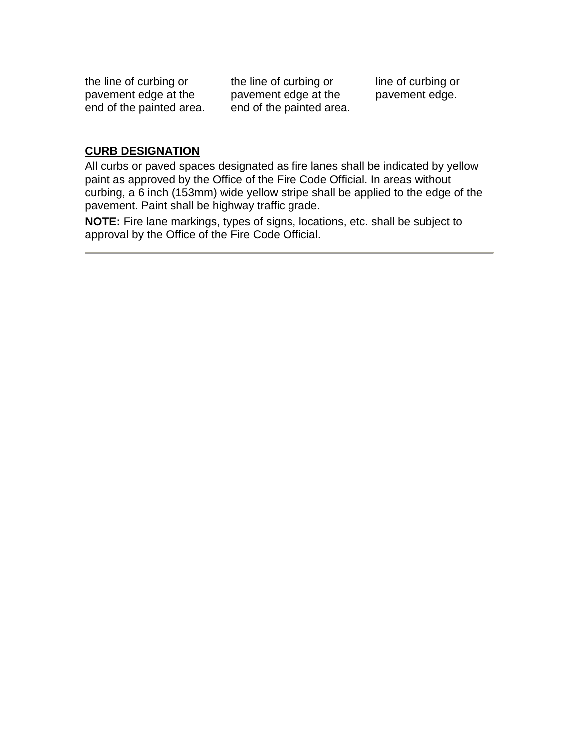| | | |
|---|---|---|
| the line of curbing or pavement edge at the end of the painted area. | the line of curbing or pavement edge at the end of the painted area. | line of curbing or pavement edge. |

**CURB DESIGNATION**

All curbs or paved spaces designated as fire lanes shall be indicated by yellow paint as approved by the Office of the Fire Code Official. In areas without curbing, a 6 inch (153mm) wide yellow stripe shall be applied to the edge of the pavement. Paint shall be highway traffic grade.

**NOTE:** Fire lane markings, types of signs, locations, etc. shall be subject to approval by the Office of the Fire Code Official.